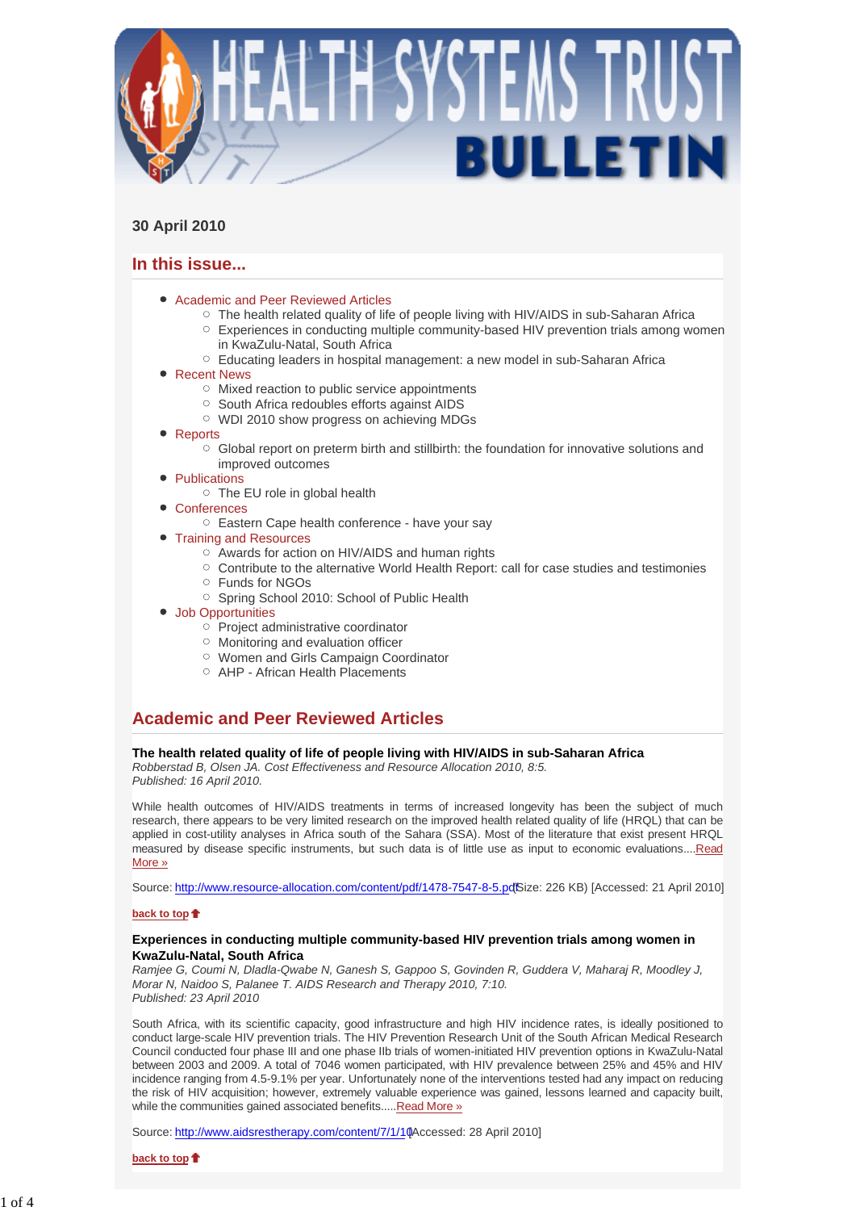# HEALTH SYSTEMS TRUST BULLETIN

**30 April 2010**

## In this issue...

- Academic and Peer Reviewed Articles
  - The health related quality of life of people living with HIV/AIDS in sub-Saharan Africa
  - Experiences in conducting multiple community-based HIV prevention trials among women in KwaZulu-Natal, South Africa
  - Educating leaders in hospital management: a new model in sub-Saharan Africa
- Recent News
  - Mixed reaction to public service appointments
  - South Africa redoubles efforts against AIDS
  - WDI 2010 show progress on achieving MDGs
- Reports
  - Global report on preterm birth and stillbirth: the foundation for innovative solutions and improved outcomes
- Publications
  - The EU role in global health
- Conferences
  - Eastern Cape health conference - have your say
- Training and Resources
  - Awards for action on HIV/AIDS and human rights
  - Contribute to the alternative World Health Report: call for case studies and testimonies
  - Funds for NGOs
  - Spring School 2010: School of Public Health
- Job Opportunities
  - Project administrative coordinator
  - Monitoring and evaluation officer
  - Women and Girls Campaign Coordinator
  - AHP - African Health Placements

## Academic and Peer Reviewed Articles

**The health related quality of life of people living with HIV/AIDS in sub-Saharan Africa**
*Robberstad B, Olsen JA. Cost Effectiveness and Resource Allocation 2010, 8:5.*
*Published: 16 April 2010.*

While health outcomes of HIV/AIDS treatments in terms of increased longevity has been the subject of much research, there appears to be very limited research on the improved health related quality of life (HRQL) that can be applied in cost-utility analyses in Africa south of the Sahara (SSA). Most of the literature that exist present HRQL measured by disease specific instruments, but such data is of little use as input to economic evaluations....Read More »

Source: http://www.resource-allocation.com/content/pdf/1478-7547-8-5.pdf [Size: 226 KB) [Accessed: 21 April 2010]

back to top

**Experiences in conducting multiple community-based HIV prevention trials among women in KwaZulu-Natal, South Africa**
*Ramjee G, Coumi N, Dladla-Qwabe N, Ganesh S, Gappoo S, Govinden R, Guddera V, Maharaj R, Moodley J, Morar N, Naidoo S, Palanee T. AIDS Research and Therapy 2010, 7:10.*
*Published: 23 April 2010*

South Africa, with its scientific capacity, good infrastructure and high HIV incidence rates, is ideally positioned to conduct large-scale HIV prevention trials. The HIV Prevention Research Unit of the South African Medical Research Council conducted four phase III and one phase IIb trials of women-initiated HIV prevention options in KwaZulu-Natal between 2003 and 2009. A total of 7046 women participated, with HIV prevalence between 25% and 45% and HIV incidence ranging from 4.5-9.1% per year. Unfortunately none of the interventions tested had any impact on reducing the risk of HIV acquisition; however, extremely valuable experience was gained, lessons learned and capacity built, while the communities gained associated benefits.....Read More »

Source: http://www.aidsrestherapy.com/content/7/1/10 [Accessed: 28 April 2010]

back to top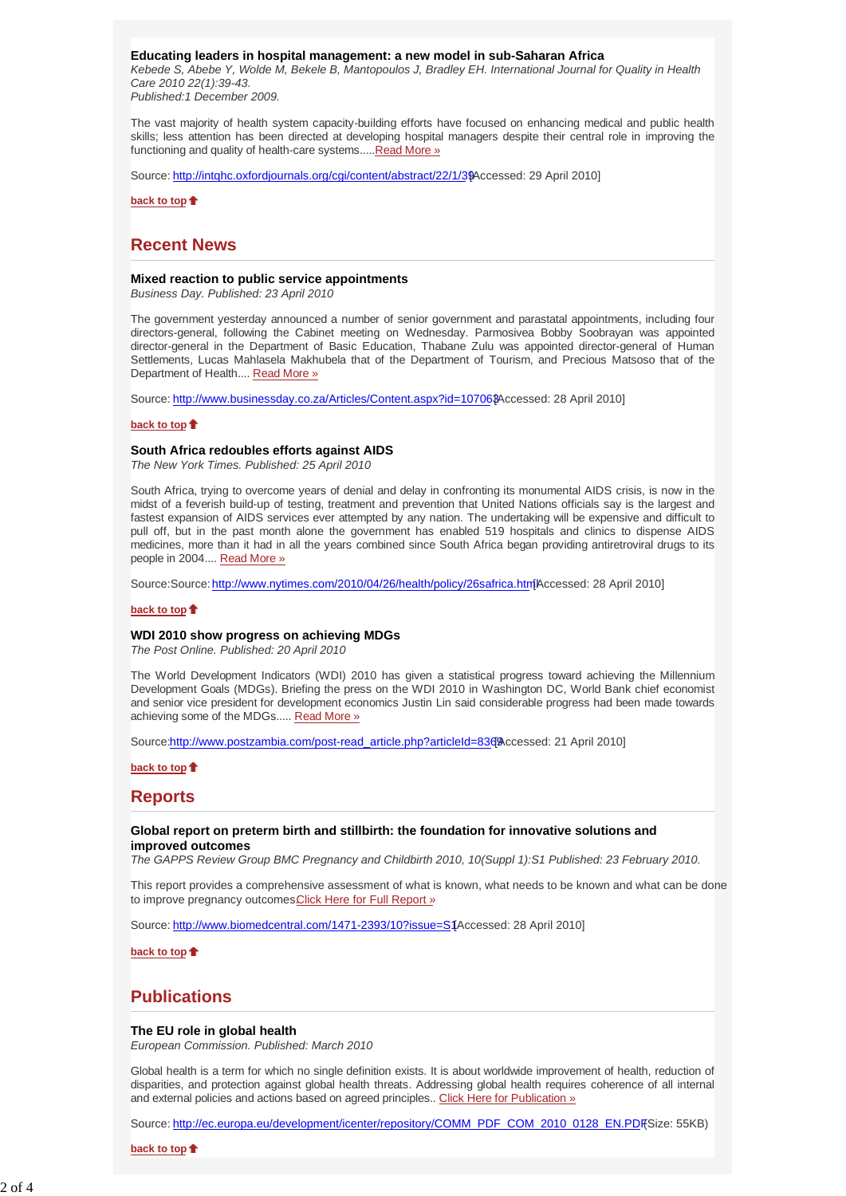**Educating leaders in hospital management: a new model in sub-Saharan Africa**
*Kebede S, Abebe Y, Wolde M, Bekele B, Mantopoulos J, Bradley EH. International Journal for Quality in Health Care 2010 22(1):39-43.*
*Published:1 December 2009.*

The vast majority of health system capacity-building efforts have focused on enhancing medical and public health skills; less attention has been directed at developing hospital managers despite their central role in improving the functioning and quality of health-care systems.....Read More »

Source: http://intqhc.oxfordjournals.org/cgi/content/abstract/22/1/39 [Accessed: 29 April 2010]

back to top

## Recent News

**Mixed reaction to public service appointments**
*Business Day. Published: 23 April 2010*

The government yesterday announced a number of senior government and parastatal appointments, including four directors-general, following the Cabinet meeting on Wednesday. Parmosivea Bobby Soobrayan was appointed director-general in the Department of Basic Education, Thabane Zulu was appointed director-general of Human Settlements, Lucas Mahlasela Makhubela that of the Department of Tourism, and Precious Matsoso that of the Department of Health.... Read More »

Source: http://www.businessday.co.za/Articles/Content.aspx?id=107063 [Accessed: 28 April 2010]

back to top

**South Africa redoubles efforts against AIDS**
*The New York Times. Published: 25 April 2010*

South Africa, trying to overcome years of denial and delay in confronting its monumental AIDS crisis, is now in the midst of a feverish build-up of testing, treatment and prevention that United Nations officials say is the largest and fastest expansion of AIDS services ever attempted by any nation. The undertaking will be expensive and difficult to pull off, but in the past month alone the government has enabled 519 hospitals and clinics to dispense AIDS medicines, more than it had in all the years combined since South Africa began providing antiretroviral drugs to its people in 2004.... Read More »

Source:Source: http://www.nytimes.com/2010/04/26/health/policy/26safrica.html [Accessed: 28 April 2010]

back to top

**WDI 2010 show progress on achieving MDGs**
*The Post Online. Published: 20 April 2010*

The World Development Indicators (WDI) 2010 has given a statistical progress toward achieving the Millennium Development Goals (MDGs). Briefing the press on the WDI 2010 in Washington DC, World Bank chief economist and senior vice president for development economics Justin Lin said considerable progress had been made towards achieving some of the MDGs..... Read More »

Source:http://www.postzambia.com/post-read_article.php?articleId=8369 [Accessed: 21 April 2010]

back to top

## Reports

**Global report on preterm birth and stillbirth: the foundation for innovative solutions and improved outcomes**
*The GAPPS Review Group BMC Pregnancy and Childbirth 2010, 10(Suppl 1):S1 Published: 23 February 2010.*

This report provides a comprehensive assessment of what is known, what needs to be known and what can be done to improve pregnancy outcomes Click Here for Full Report »

Source: http://www.biomedcentral.com/1471-2393/10?issue=S1 [Accessed: 28 April 2010]

back to top

## Publications

**The EU role in global health**
*European Commission. Published: March 2010*

Global health is a term for which no single definition exists. It is about worldwide improvement of health, reduction of disparities, and protection against global health threats. Addressing global health requires coherence of all internal and external policies and actions based on agreed principles.. Click Here for Publication »

Source: http://ec.europa.eu/development/icenter/repository/COMM_PDF_COM_2010_0128_EN.PDF (Size: 55KB)

back to top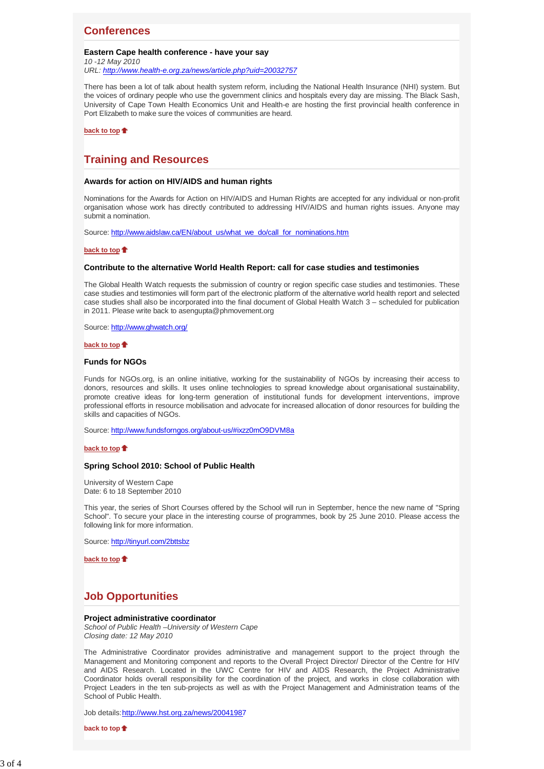## Conferences

**Eastern Cape health conference - have your say**
*10 -12 May 2010*
*URL: http://www.health-e.org.za/news/article.php?uid=20032757*

There has been a lot of talk about health system reform, including the National Health Insurance (NHI) system. But the voices of ordinary people who use the government clinics and hospitals every day are missing. The Black Sash, University of Cape Town Health Economics Unit and Health-e are hosting the first provincial health conference in Port Elizabeth to make sure the voices of communities are heard.

**back to top**

## Training and Resources

**Awards for action on HIV/AIDS and human rights**

Nominations for the Awards for Action on HIV/AIDS and Human Rights are accepted for any individual or non-profit organisation whose work has directly contributed to addressing HIV/AIDS and human rights issues. Anyone may submit a nomination.

Source: http://www.aidslaw.ca/EN/about_us/what_we_do/call_for_nominations.htm

**back to top**

**Contribute to the alternative World Health Report: call for case studies and testimonies**

The Global Health Watch requests the submission of country or region specific case studies and testimonies. These case studies and testimonies will form part of the electronic platform of the alternative world health report and selected case studies shall also be incorporated into the final document of Global Health Watch 3 – scheduled for publication in 2011. Please write back to asengupta@phmovement.org

Source: http://www.ghwatch.org/

**back to top**

**Funds for NGOs**

Funds for NGOs.org, is an online initiative, working for the sustainability of NGOs by increasing their access to donors, resources and skills. It uses online technologies to spread knowledge about organisational sustainability, promote creative ideas for long-term generation of institutional funds for development interventions, improve professional efforts in resource mobilisation and advocate for increased allocation of donor resources for building the skills and capacities of NGOs.

Source: http://www.fundsforngos.org/about-us/#ixzz0mO9DVM8a

**back to top**

**Spring School 2010: School of Public Health**

University of Western Cape
Date: 6 to 18 September 2010

This year, the series of Short Courses offered by the School will run in September, hence the new name of "Spring School". To secure your place in the interesting course of programmes, book by 25 June 2010. Please access the following link for more information.

Source: http://tinyurl.com/2bttsbz

**back to top**

## Job Opportunities

**Project administrative coordinator**
*School of Public Health –University of Western Cape*
*Closing date: 12 May 2010*

The Administrative Coordinator provides administrative and management support to the project through the Management and Monitoring component and reports to the Overall Project Director/ Director of the Centre for HIV and AIDS Research. Located in the UWC Centre for HIV and AIDS Research, the Project Administrative Coordinator holds overall responsibility for the coordination of the project, and works in close collaboration with Project Leaders in the ten sub-projects as well as with the Project Management and Administration teams of the School of Public Health.

Job details: http://www.hst.org.za/news/20041987

**back to top**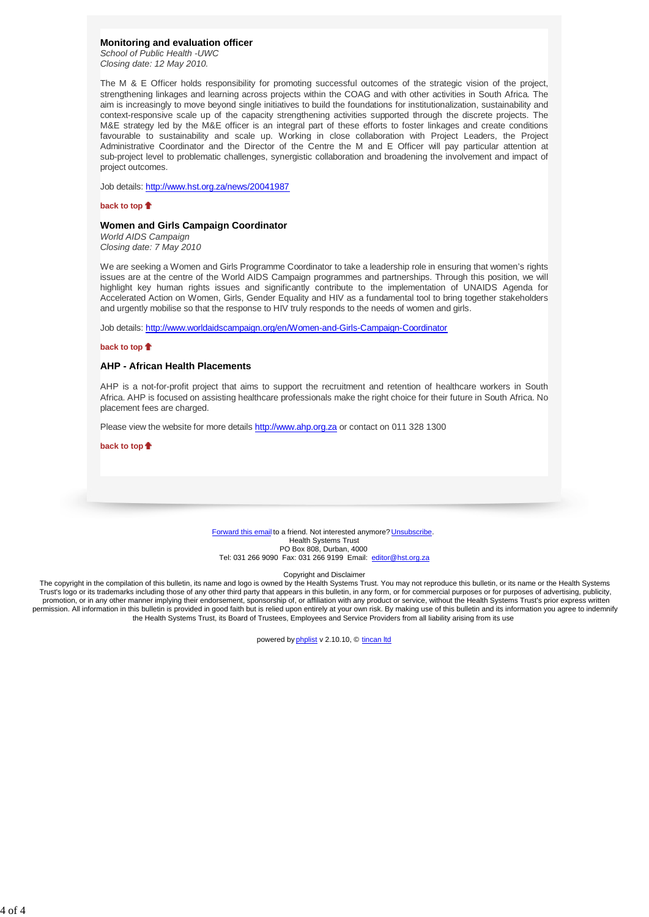### Monitoring and evaluation officer

*School of Public Health -UWC*
*Closing date: 12 May 2010.*

The M & E Officer holds responsibility for promoting successful outcomes of the strategic vision of the project, strengthening linkages and learning across projects within the COAG and with other activities in South Africa. The aim is increasingly to move beyond single initiatives to build the foundations for institutionalization, sustainability and context-responsive scale up of the capacity strengthening activities supported through the discrete projects. The M&E strategy led by the M&E officer is an integral part of these efforts to foster linkages and create conditions favourable to sustainability and scale up. Working in close collaboration with Project Leaders, the Project Administrative Coordinator and the Director of the Centre the M and E Officer will pay particular attention at sub-project level to problematic challenges, synergistic collaboration and broadening the involvement and impact of project outcomes.

Job details: http://www.hst.org.za/news/20041987

**back to top**

### Women and Girls Campaign Coordinator

*World AIDS Campaign*
*Closing date: 7 May 2010*

We are seeking a Women and Girls Programme Coordinator to take a leadership role in ensuring that women's rights issues are at the centre of the World AIDS Campaign programmes and partnerships. Through this position, we will highlight key human rights issues and significantly contribute to the implementation of UNAIDS Agenda for Accelerated Action on Women, Girls, Gender Equality and HIV as a fundamental tool to bring together stakeholders and urgently mobilise so that the response to HIV truly responds to the needs of women and girls.

Job details: http://www.worldaidscampaign.org/en/Women-and-Girls-Campaign-Coordinator

**back to top**

### AHP - African Health Placements

AHP is a not-for-profit project that aims to support the recruitment and retention of healthcare workers in South Africa. AHP is focused on assisting healthcare professionals make the right choice for their future in South Africa. No placement fees are charged.

Please view the website for more details http://www.ahp.org.za or contact on 011 328 1300

**back to top**

Forward this email to a friend. Not interested anymore? Unsubscribe.
Health Systems Trust
PO Box 808, Durban, 4000
Tel: 031 266 9090 Fax: 031 266 9199 Email: editor@hst.org.za

Copyright and Disclaimer
The copyright in the compilation of this bulletin, its name and logo is owned by the Health Systems Trust. You may not reproduce this bulletin, or its name or the Health Systems Trust's logo or its trademarks including those of any other third party that appears in this bulletin, in any form, or for commercial purposes or for purposes of advertising, publicity, promotion, or in any other manner implying their endorsement, sponsorship of, or affiliation with any product or service, without the Health Systems Trust's prior express written permission. All information in this bulletin is provided in good faith but is relied upon entirely at your own risk. By making use of this bulletin and its information you agree to indemnify the Health Systems Trust, its Board of Trustees, Employees and Service Providers from all liability arising from its use

powered by phplist v 2.10.10, © tincan ltd